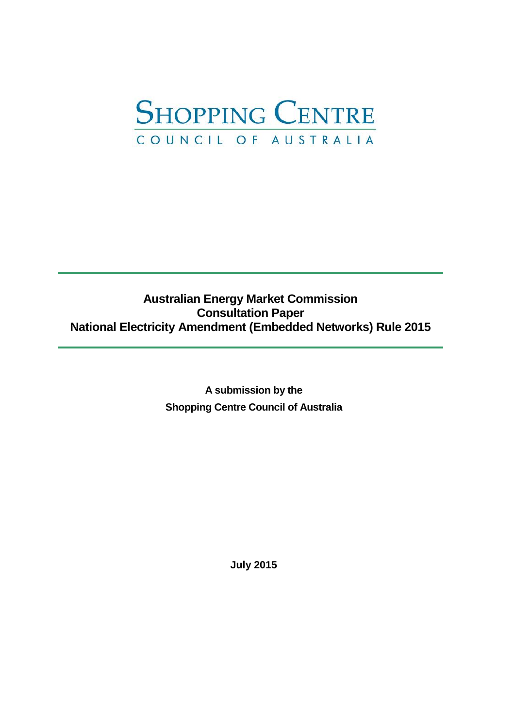# SHOPPING CENTRE

COUNCIL OF AUSTRALIA

---

**Australian Energy Market Commission**
**Consultation Paper**
**National Electricity Amendment (Embedded Networks) Rule 2015**

---

**A submission by the**
**Shopping Centre Council of Australia**

**July 2015**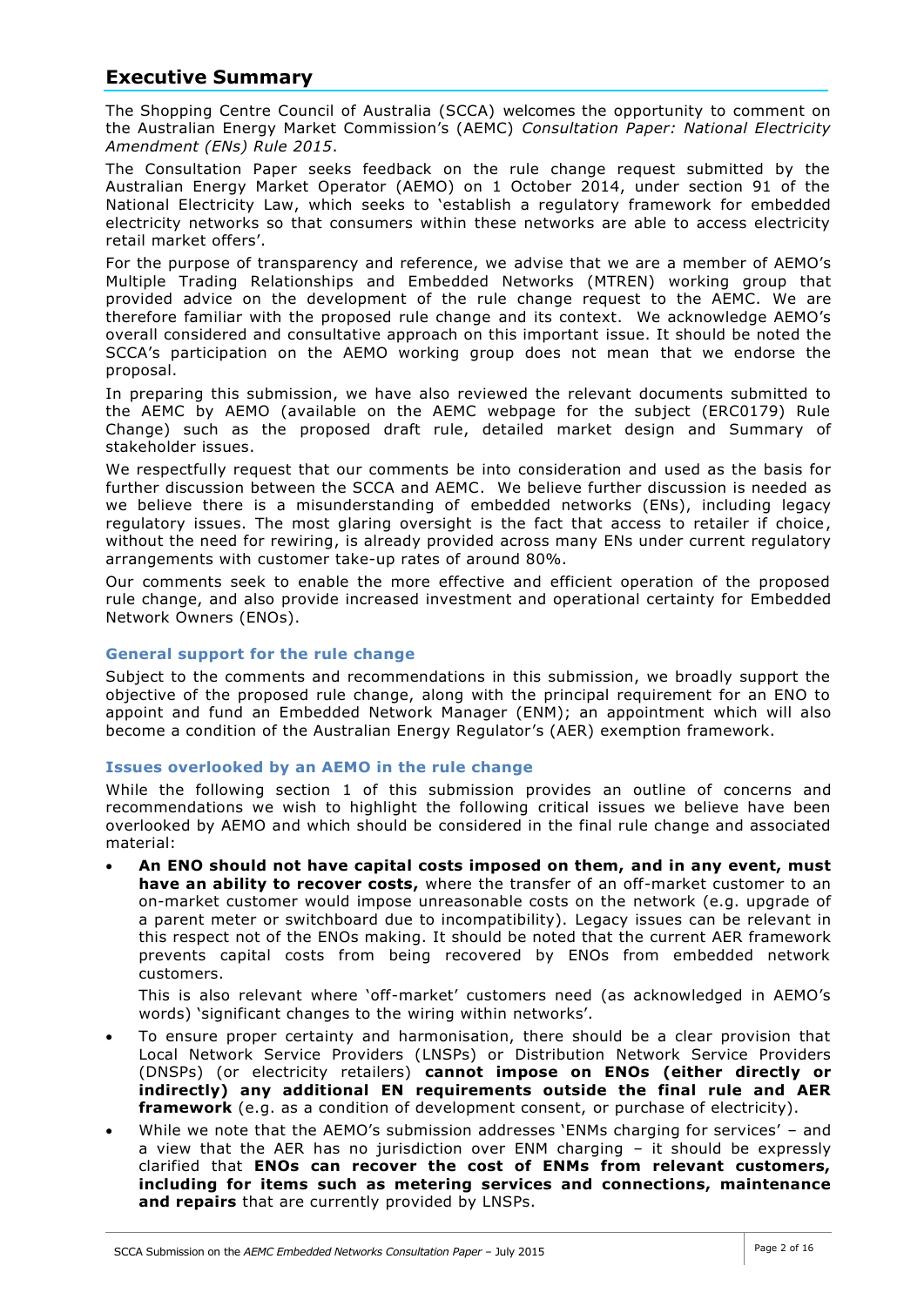## Executive Summary

The Shopping Centre Council of Australia (SCCA) welcomes the opportunity to comment on the Australian Energy Market Commission's (AEMC) *Consultation Paper: National Electricity Amendment (ENs) Rule 2015*.

The Consultation Paper seeks feedback on the rule change request submitted by the Australian Energy Market Operator (AEMO) on 1 October 2014, under section 91 of the National Electricity Law, which seeks to 'establish a regulatory framework for embedded electricity networks so that consumers within these networks are able to access electricity retail market offers'.

For the purpose of transparency and reference, we advise that we are a member of AEMO's Multiple Trading Relationships and Embedded Networks (MTREN) working group that provided advice on the development of the rule change request to the AEMC. We are therefore familiar with the proposed rule change and its context. We acknowledge AEMO's overall considered and consultative approach on this important issue. It should be noted the SCCA's participation on the AEMO working group does not mean that we endorse the proposal.

In preparing this submission, we have also reviewed the relevant documents submitted to the AEMC by AEMO (available on the AEMC webpage for the subject (ERC0179) Rule Change) such as the proposed draft rule, detailed market design and Summary of stakeholder issues.

We respectfully request that our comments be into consideration and used as the basis for further discussion between the SCCA and AEMC. We believe further discussion is needed as we believe there is a misunderstanding of embedded networks (ENs), including legacy regulatory issues. The most glaring oversight is the fact that access to retailer if choice, without the need for rewiring, is already provided across many ENs under current regulatory arrangements with customer take-up rates of around 80%.

Our comments seek to enable the more effective and efficient operation of the proposed rule change, and also provide increased investment and operational certainty for Embedded Network Owners (ENOs).

### General support for the rule change

Subject to the comments and recommendations in this submission, we broadly support the objective of the proposed rule change, along with the principal requirement for an ENO to appoint and fund an Embedded Network Manager (ENM); an appointment which will also become a condition of the Australian Energy Regulator's (AER) exemption framework.

### Issues overlooked by an AEMO in the rule change

While the following section 1 of this submission provides an outline of concerns and recommendations we wish to highlight the following critical issues we believe have been overlooked by AEMO and which should be considered in the final rule change and associated material:

- **An ENO should not have capital costs imposed on them, and in any event, must have an ability to recover costs,** where the transfer of an off-market customer to an on-market customer would impose unreasonable costs on the network (e.g. upgrade of a parent meter or switchboard due to incompatibility). Legacy issues can be relevant in this respect not of the ENOs making. It should be noted that the current AER framework prevents capital costs from being recovered by ENOs from embedded network customers.

  This is also relevant where 'off-market' customers need (as acknowledged in AEMO's words) 'significant changes to the wiring within networks'.

- To ensure proper certainty and harmonisation, there should be a clear provision that Local Network Service Providers (LNSPs) or Distribution Network Service Providers (DNSPs) (or electricity retailers) **cannot impose on ENOs (either directly or indirectly) any additional EN requirements outside the final rule and AER framework** (e.g. as a condition of development consent, or purchase of electricity).

- While we note that the AEMO's submission addresses 'ENMs charging for services' – and a view that the AER has no jurisdiction over ENM charging – it should be expressly clarified that **ENOs can recover the cost of ENMs from relevant customers, including for items such as metering services and connections, maintenance and repairs** that are currently provided by LNSPs.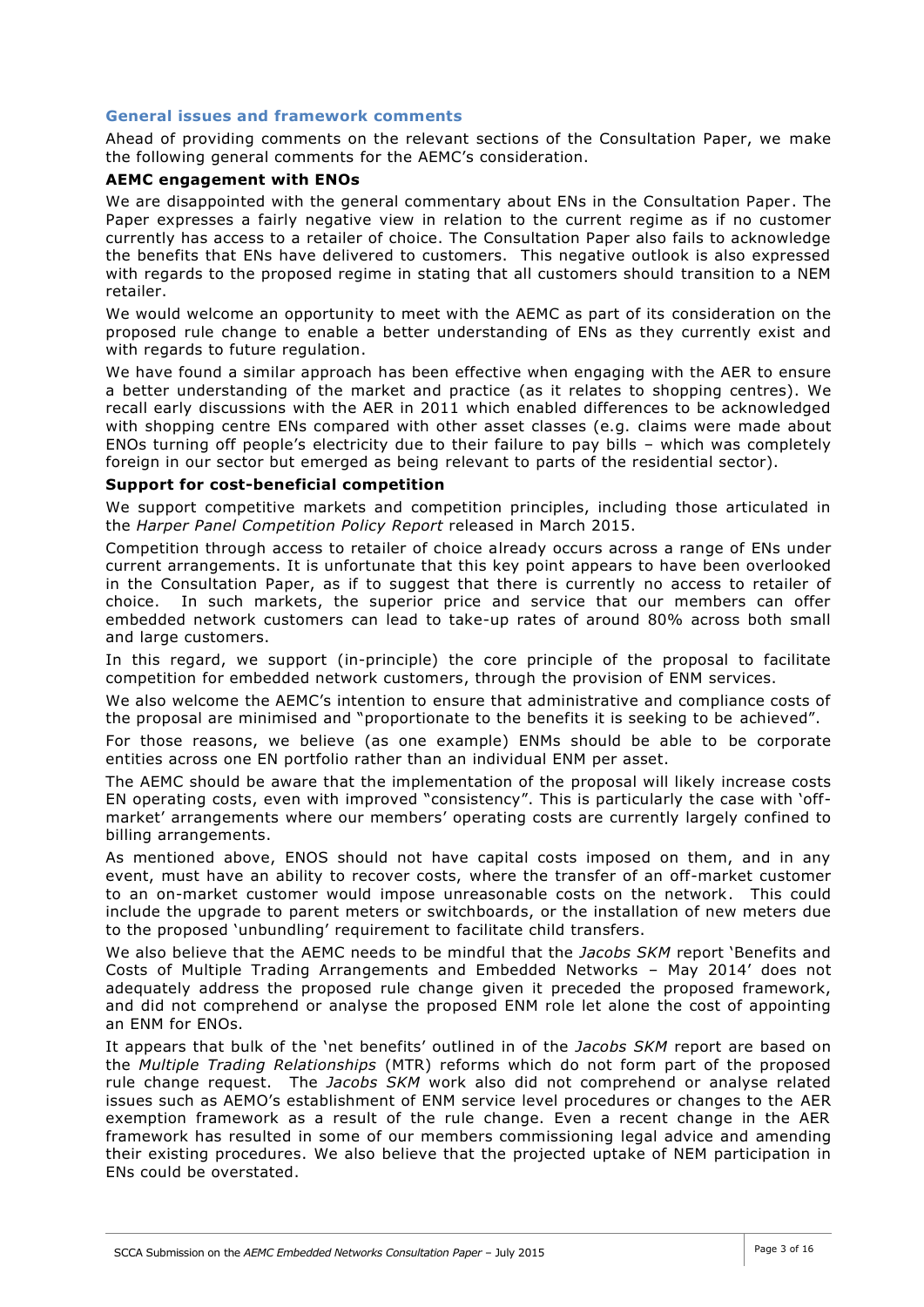## General issues and framework comments

Ahead of providing comments on the relevant sections of the Consultation Paper, we make the following general comments for the AEMC's consideration.

### AEMC engagement with ENOs

We are disappointed with the general commentary about ENs in the Consultation Paper. The Paper expresses a fairly negative view in relation to the current regime as if no customer currently has access to a retailer of choice. The Consultation Paper also fails to acknowledge the benefits that ENs have delivered to customers. This negative outlook is also expressed with regards to the proposed regime in stating that all customers should transition to a NEM retailer.

We would welcome an opportunity to meet with the AEMC as part of its consideration on the proposed rule change to enable a better understanding of ENs as they currently exist and with regards to future regulation.

We have found a similar approach has been effective when engaging with the AER to ensure a better understanding of the market and practice (as it relates to shopping centres). We recall early discussions with the AER in 2011 which enabled differences to be acknowledged with shopping centre ENs compared with other asset classes (e.g. claims were made about ENOs turning off people's electricity due to their failure to pay bills – which was completely foreign in our sector but emerged as being relevant to parts of the residential sector).

### Support for cost-beneficial competition

We support competitive markets and competition principles, including those articulated in the *Harper Panel Competition Policy Report* released in March 2015.

Competition through access to retailer of choice already occurs across a range of ENs under current arrangements. It is unfortunate that this key point appears to have been overlooked in the Consultation Paper, as if to suggest that there is currently no access to retailer of choice. In such markets, the superior price and service that our members can offer embedded network customers can lead to take-up rates of around 80% across both small and large customers.

In this regard, we support (in-principle) the core principle of the proposal to facilitate competition for embedded network customers, through the provision of ENM services.

We also welcome the AEMC's intention to ensure that administrative and compliance costs of the proposal are minimised and "proportionate to the benefits it is seeking to be achieved".

For those reasons, we believe (as one example) ENMs should be able to be corporate entities across one EN portfolio rather than an individual ENM per asset.

The AEMC should be aware that the implementation of the proposal will likely increase costs EN operating costs, even with improved "consistency". This is particularly the case with 'off-market' arrangements where our members' operating costs are currently largely confined to billing arrangements.

As mentioned above, ENOS should not have capital costs imposed on them, and in any event, must have an ability to recover costs, where the transfer of an off-market customer to an on-market customer would impose unreasonable costs on the network. This could include the upgrade to parent meters or switchboards, or the installation of new meters due to the proposed 'unbundling' requirement to facilitate child transfers.

We also believe that the AEMC needs to be mindful that the *Jacobs SKM* report 'Benefits and Costs of Multiple Trading Arrangements and Embedded Networks – May 2014' does not adequately address the proposed rule change given it preceded the proposed framework, and did not comprehend or analyse the proposed ENM role let alone the cost of appointing an ENM for ENOs.

It appears that bulk of the 'net benefits' outlined in of the *Jacobs SKM* report are based on the *Multiple Trading Relationships* (MTR) reforms which do not form part of the proposed rule change request. The *Jacobs SKM* work also did not comprehend or analyse related issues such as AEMO's establishment of ENM service level procedures or changes to the AER exemption framework as a result of the rule change. Even a recent change in the AER framework has resulted in some of our members commissioning legal advice and amending their existing procedures. We also believe that the projected uptake of NEM participation in ENs could be overstated.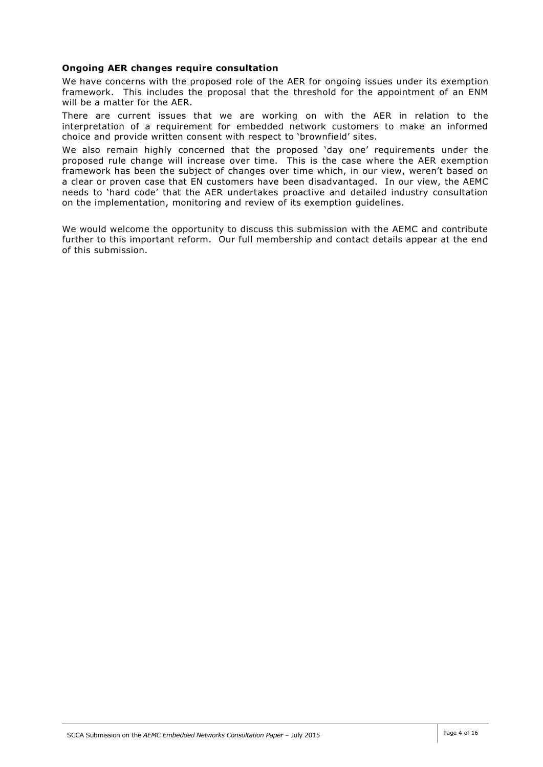**Ongoing AER changes require consultation**

We have concerns with the proposed role of the AER for ongoing issues under its exemption framework. This includes the proposal that the threshold for the appointment of an ENM will be a matter for the AER.

There are current issues that we are working on with the AER in relation to the interpretation of a requirement for embedded network customers to make an informed choice and provide written consent with respect to 'brownfield' sites.

We also remain highly concerned that the proposed 'day one' requirements under the proposed rule change will increase over time. This is the case where the AER exemption framework has been the subject of changes over time which, in our view, weren't based on a clear or proven case that EN customers have been disadvantaged. In our view, the AEMC needs to 'hard code' that the AER undertakes proactive and detailed industry consultation on the implementation, monitoring and review of its exemption guidelines.

We would welcome the opportunity to discuss this submission with the AEMC and contribute further to this important reform. Our full membership and contact details appear at the end of this submission.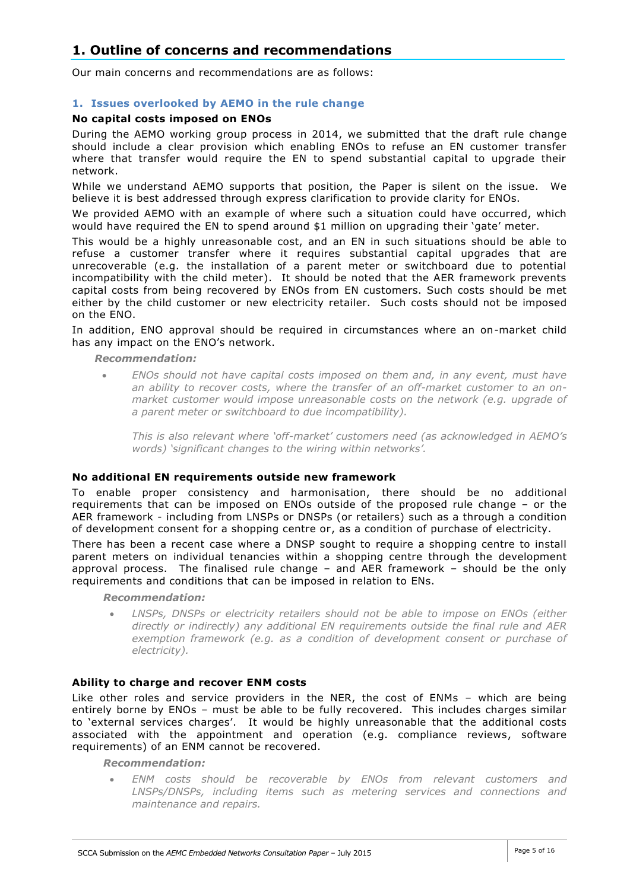# 1. Outline of concerns and recommendations

Our main concerns and recommendations are as follows:

## 1. Issues overlooked by AEMO in the rule change

### No capital costs imposed on ENOs

During the AEMO working group process in 2014, we submitted that the draft rule change should include a clear provision which enabling ENOs to refuse an EN customer transfer where that transfer would require the EN to spend substantial capital to upgrade their network.

While we understand AEMO supports that position, the Paper is silent on the issue. We believe it is best addressed through express clarification to provide clarity for ENOs.

We provided AEMO with an example of where such a situation could have occurred, which would have required the EN to spend around $1 million on upgrading their 'gate' meter.

This would be a highly unreasonable cost, and an EN in such situations should be able to refuse a customer transfer where it requires substantial capital upgrades that are unrecoverable (e.g. the installation of a parent meter or switchboard due to potential incompatibility with the child meter). It should be noted that the AER framework prevents capital costs from being recovered by ENOs from EN customers. Such costs should be met either by the child customer or new electricity retailer. Such costs should not be imposed on the ENO.

In addition, ENO approval should be required in circumstances where an on-market child has any impact on the ENO's network.

***Recommendation:***

- *ENOs should not have capital costs imposed on them and, in any event, must have an ability to recover costs, where the transfer of an off-market customer to an on-market customer would impose unreasonable costs on the network (e.g. upgrade of a parent meter or switchboard to due incompatibility).*

  *This is also relevant where 'off-market' customers need (as acknowledged in AEMO's words) 'significant changes to the wiring within networks'.*

### No additional EN requirements outside new framework

To enable proper consistency and harmonisation, there should be no additional requirements that can be imposed on ENOs outside of the proposed rule change – or the AER framework - including from LNSPs or DNSPs (or retailers) such as a through a condition of development consent for a shopping centre or, as a condition of purchase of electricity.

There has been a recent case where a DNSP sought to require a shopping centre to install parent meters on individual tenancies within a shopping centre through the development approval process. The finalised rule change – and AER framework – should be the only requirements and conditions that can be imposed in relation to ENs.

***Recommendation:***

- *LNSPs, DNSPs or electricity retailers should not be able to impose on ENOs (either directly or indirectly) any additional EN requirements outside the final rule and AER exemption framework (e.g. as a condition of development consent or purchase of electricity).*

### Ability to charge and recover ENM costs

Like other roles and service providers in the NER, the cost of ENMs – which are being entirely borne by ENOs – must be able to be fully recovered. This includes charges similar to 'external services charges'. It would be highly unreasonable that the additional costs associated with the appointment and operation (e.g. compliance reviews, software requirements) of an ENM cannot be recovered.

***Recommendation:***

- *ENM costs should be recoverable by ENOs from relevant customers and LNSPs/DNSPs, including items such as metering services and connections and maintenance and repairs.*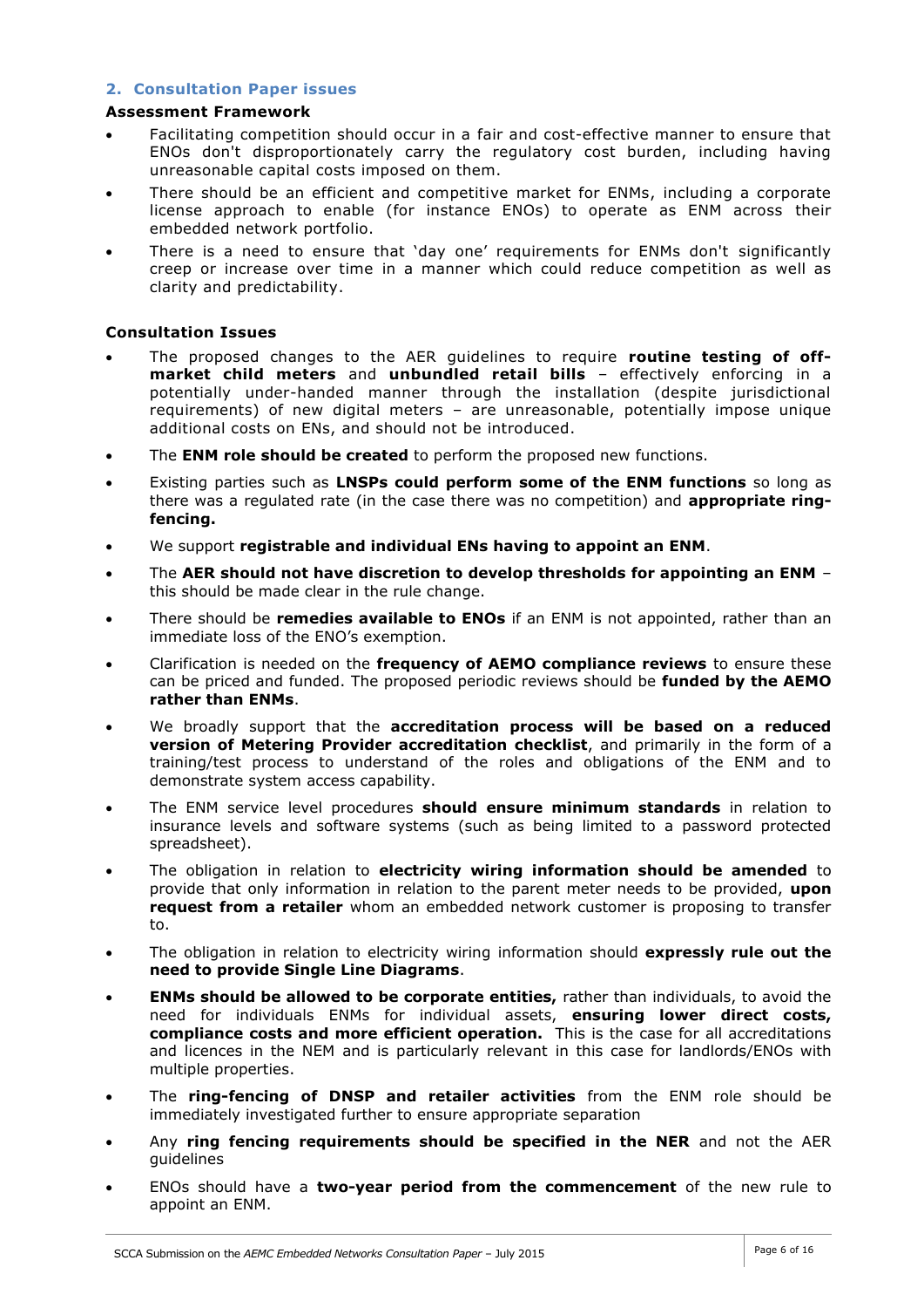## 2. Consultation Paper issues

**Assessment Framework**

- Facilitating competition should occur in a fair and cost-effective manner to ensure that ENOs don't disproportionately carry the regulatory cost burden, including having unreasonable capital costs imposed on them.
- There should be an efficient and competitive market for ENMs, including a corporate license approach to enable (for instance ENOs) to operate as ENM across their embedded network portfolio.
- There is a need to ensure that 'day one' requirements for ENMs don't significantly creep or increase over time in a manner which could reduce competition as well as clarity and predictability.

**Consultation Issues**

- The proposed changes to the AER guidelines to require **routine testing of off-market child meters** and **unbundled retail bills** – effectively enforcing in a potentially under-handed manner through the installation (despite jurisdictional requirements) of new digital meters – are unreasonable, potentially impose unique additional costs on ENs, and should not be introduced.
- The **ENM role should be created** to perform the proposed new functions.
- Existing parties such as **LNSPs could perform some of the ENM functions** so long as there was a regulated rate (in the case there was no competition) and **appropriate ring-fencing.**
- We support **registrable and individual ENs having to appoint an ENM**.
- The **AER should not have discretion to develop thresholds for appointing an ENM** – this should be made clear in the rule change.
- There should be **remedies available to ENOs** if an ENM is not appointed, rather than an immediate loss of the ENO's exemption.
- Clarification is needed on the **frequency of AEMO compliance reviews** to ensure these can be priced and funded. The proposed periodic reviews should be **funded by the AEMO rather than ENMs**.
- We broadly support that the **accreditation process will be based on a reduced version of Metering Provider accreditation checklist**, and primarily in the form of a training/test process to understand of the roles and obligations of the ENM and to demonstrate system access capability.
- The ENM service level procedures **should ensure minimum standards** in relation to insurance levels and software systems (such as being limited to a password protected spreadsheet).
- The obligation in relation to **electricity wiring information should be amended** to provide that only information in relation to the parent meter needs to be provided, **upon request from a retailer** whom an embedded network customer is proposing to transfer to.
- The obligation in relation to electricity wiring information should **expressly rule out the need to provide Single Line Diagrams**.
- **ENMs should be allowed to be corporate entities,** rather than individuals, to avoid the need for individuals ENMs for individual assets, **ensuring lower direct costs, compliance costs and more efficient operation.** This is the case for all accreditations and licences in the NEM and is particularly relevant in this case for landlords/ENOs with multiple properties.
- The **ring-fencing of DNSP and retailer activities** from the ENM role should be immediately investigated further to ensure appropriate separation
- Any **ring fencing requirements should be specified in the NER** and not the AER guidelines
- ENOs should have a **two-year period from the commencement** of the new rule to appoint an ENM.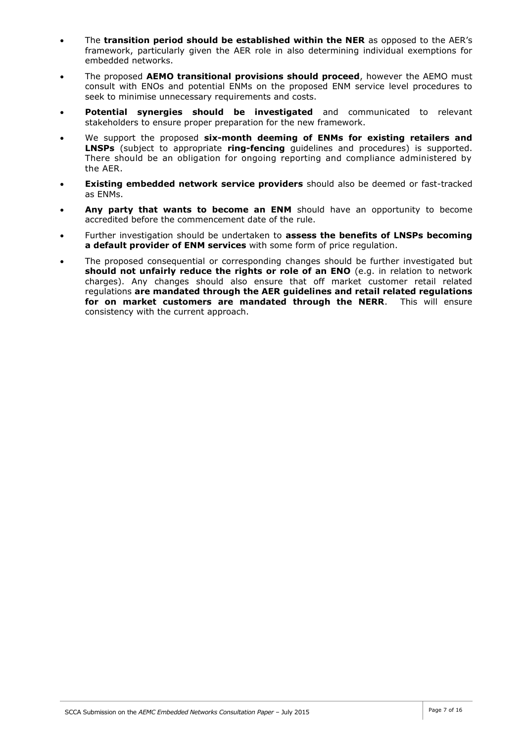- The **transition period should be established within the NER** as opposed to the AER's framework, particularly given the AER role in also determining individual exemptions for embedded networks.
- The proposed **AEMO transitional provisions should proceed**, however the AEMO must consult with ENOs and potential ENMs on the proposed ENM service level procedures to seek to minimise unnecessary requirements and costs.
- **Potential synergies should be investigated** and communicated to relevant stakeholders to ensure proper preparation for the new framework.
- We support the proposed **six-month deeming of ENMs for existing retailers and LNSPs** (subject to appropriate **ring-fencing** guidelines and procedures) is supported. There should be an obligation for ongoing reporting and compliance administered by the AER.
- **Existing embedded network service providers** should also be deemed or fast-tracked as ENMs.
- **Any party that wants to become an ENM** should have an opportunity to become accredited before the commencement date of the rule.
- Further investigation should be undertaken to **assess the benefits of LNSPs becoming a default provider of ENM services** with some form of price regulation.
- The proposed consequential or corresponding changes should be further investigated but **should not unfairly reduce the rights or role of an ENO** (e.g. in relation to network charges). Any changes should also ensure that off market customer retail related regulations **are mandated through the AER guidelines and retail related regulations for on market customers are mandated through the NERR**. This will ensure consistency with the current approach.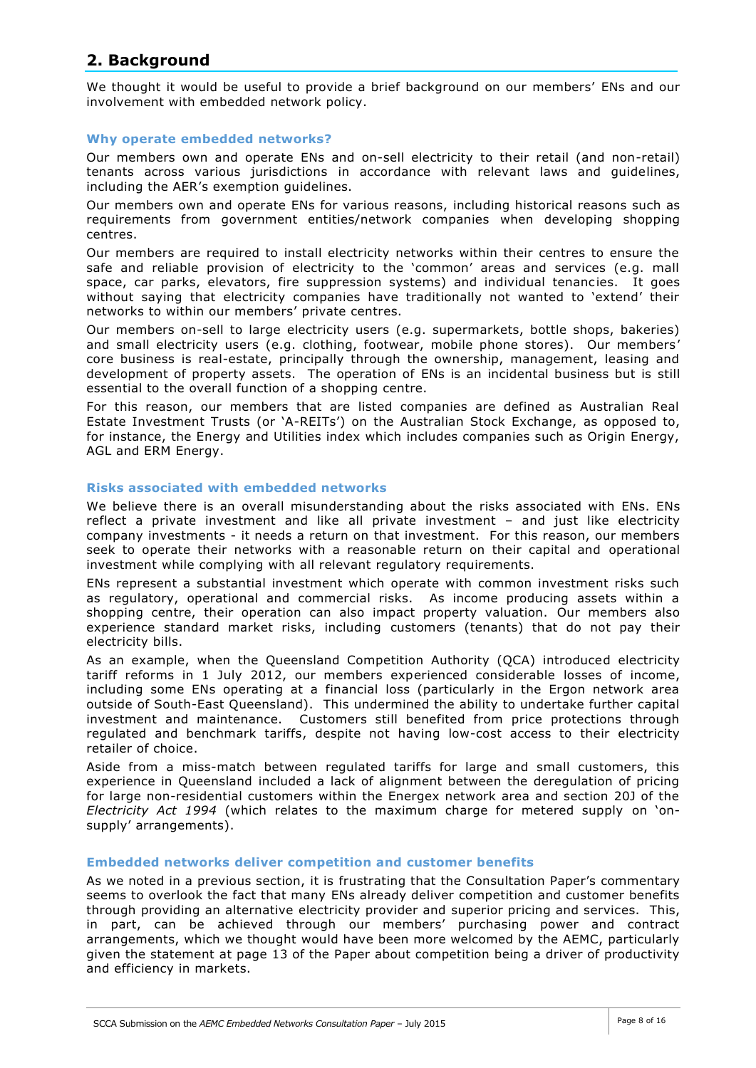## 2. Background

We thought it would be useful to provide a brief background on our members' ENs and our involvement with embedded network policy.

### Why operate embedded networks?

Our members own and operate ENs and on-sell electricity to their retail (and non-retail) tenants across various jurisdictions in accordance with relevant laws and guidelines, including the AER's exemption guidelines.

Our members own and operate ENs for various reasons, including historical reasons such as requirements from government entities/network companies when developing shopping centres.

Our members are required to install electricity networks within their centres to ensure the safe and reliable provision of electricity to the 'common' areas and services (e.g. mall space, car parks, elevators, fire suppression systems) and individual tenancies. It goes without saying that electricity companies have traditionally not wanted to 'extend' their networks to within our members' private centres.

Our members on-sell to large electricity users (e.g. supermarkets, bottle shops, bakeries) and small electricity users (e.g. clothing, footwear, mobile phone stores). Our members' core business is real-estate, principally through the ownership, management, leasing and development of property assets. The operation of ENs is an incidental business but is still essential to the overall function of a shopping centre.

For this reason, our members that are listed companies are defined as Australian Real Estate Investment Trusts (or 'A-REITs') on the Australian Stock Exchange, as opposed to, for instance, the Energy and Utilities index which includes companies such as Origin Energy, AGL and ERM Energy.

### Risks associated with embedded networks

We believe there is an overall misunderstanding about the risks associated with ENs. ENs reflect a private investment and like all private investment – and just like electricity company investments - it needs a return on that investment. For this reason, our members seek to operate their networks with a reasonable return on their capital and operational investment while complying with all relevant regulatory requirements.

ENs represent a substantial investment which operate with common investment risks such as regulatory, operational and commercial risks. As income producing assets within a shopping centre, their operation can also impact property valuation. Our members also experience standard market risks, including customers (tenants) that do not pay their electricity bills.

As an example, when the Queensland Competition Authority (QCA) introduced electricity tariff reforms in 1 July 2012, our members experienced considerable losses of income, including some ENs operating at a financial loss (particularly in the Ergon network area outside of South-East Queensland). This undermined the ability to undertake further capital investment and maintenance. Customers still benefited from price protections through regulated and benchmark tariffs, despite not having low-cost access to their electricity retailer of choice.

Aside from a miss-match between regulated tariffs for large and small customers, this experience in Queensland included a lack of alignment between the deregulation of pricing for large non-residential customers within the Energex network area and section 20J of the *Electricity Act 1994* (which relates to the maximum charge for metered supply on 'on-supply' arrangements).

### Embedded networks deliver competition and customer benefits

As we noted in a previous section, it is frustrating that the Consultation Paper's commentary seems to overlook the fact that many ENs already deliver competition and customer benefits through providing an alternative electricity provider and superior pricing and services. This, in part, can be achieved through our members' purchasing power and contract arrangements, which we thought would have been more welcomed by the AEMC, particularly given the statement at page 13 of the Paper about competition being a driver of productivity and efficiency in markets.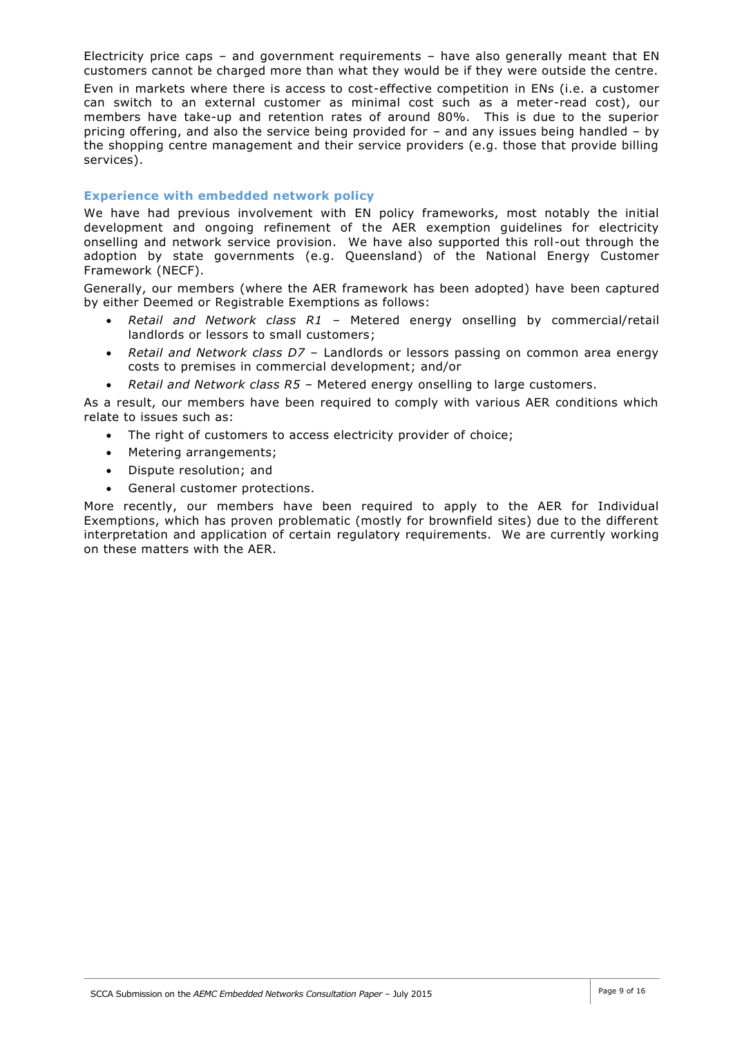Electricity price caps – and government requirements – have also generally meant that EN customers cannot be charged more than what they would be if they were outside the centre.

Even in markets where there is access to cost-effective competition in ENs (i.e. a customer can switch to an external customer as minimal cost such as a meter-read cost), our members have take-up and retention rates of around 80%. This is due to the superior pricing offering, and also the service being provided for – and any issues being handled – by the shopping centre management and their service providers (e.g. those that provide billing services).

### Experience with embedded network policy

We have had previous involvement with EN policy frameworks, most notably the initial development and ongoing refinement of the AER exemption guidelines for electricity onselling and network service provision. We have also supported this roll-out through the adoption by state governments (e.g. Queensland) of the National Energy Customer Framework (NECF).

Generally, our members (where the AER framework has been adopted) have been captured by either Deemed or Registrable Exemptions as follows:

- *Retail and Network class R1* – Metered energy onselling by commercial/retail landlords or lessors to small customers;
- *Retail and Network class D7* – Landlords or lessors passing on common area energy costs to premises in commercial development; and/or
- *Retail and Network class R5* – Metered energy onselling to large customers.

As a result, our members have been required to comply with various AER conditions which relate to issues such as:

- The right of customers to access electricity provider of choice;
- Metering arrangements;
- Dispute resolution; and
- General customer protections.

More recently, our members have been required to apply to the AER for Individual Exemptions, which has proven problematic (mostly for brownfield sites) due to the different interpretation and application of certain regulatory requirements. We are currently working on these matters with the AER.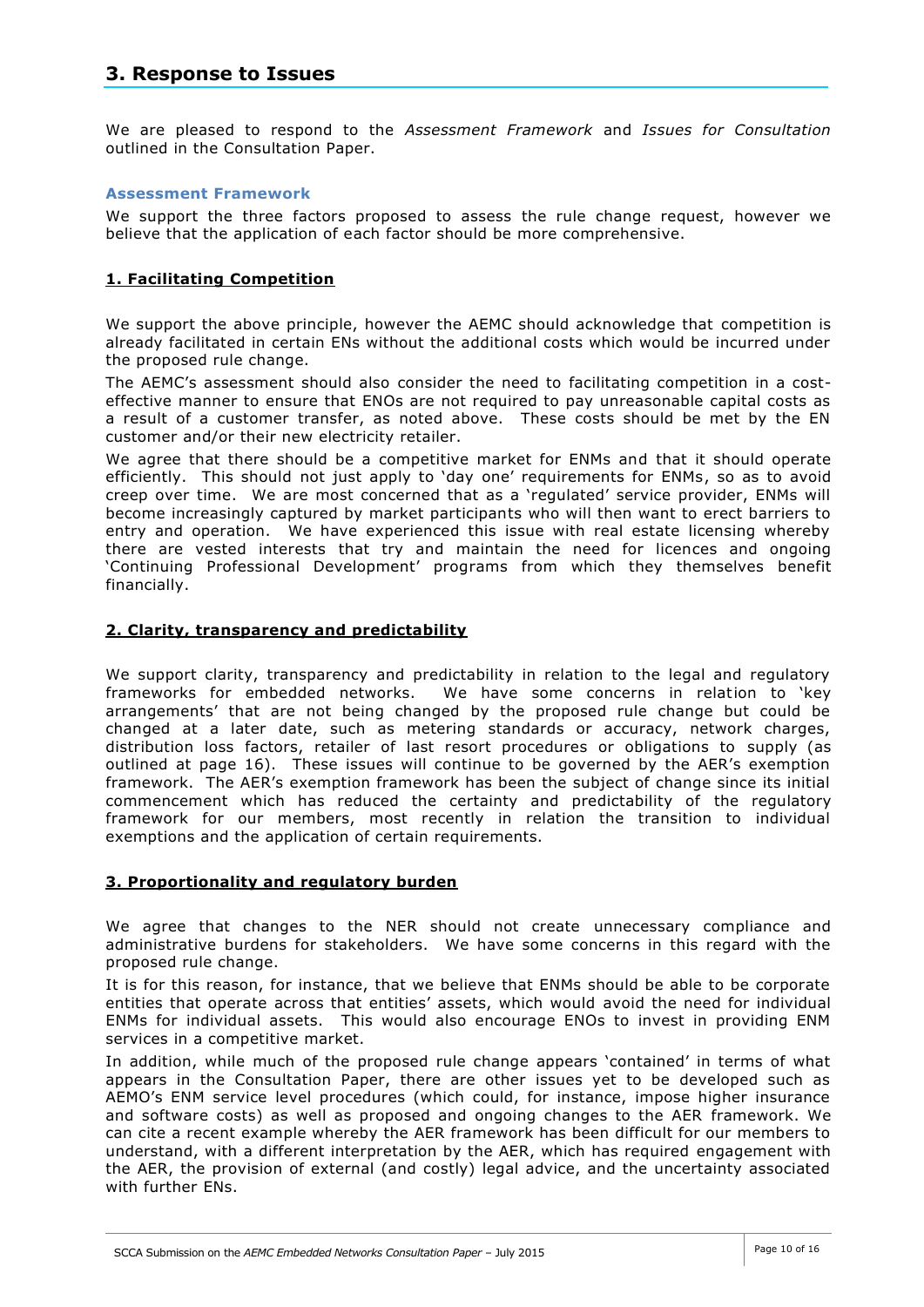# 3. Response to Issues

We are pleased to respond to the *Assessment Framework* and *Issues for Consultation* outlined in the Consultation Paper.

### Assessment Framework

We support the three factors proposed to assess the rule change request, however we believe that the application of each factor should be more comprehensive.

**1. Facilitating Competition**

We support the above principle, however the AEMC should acknowledge that competition is already facilitated in certain ENs without the additional costs which would be incurred under the proposed rule change.

The AEMC's assessment should also consider the need to facilitating competition in a cost-effective manner to ensure that ENOs are not required to pay unreasonable capital costs as a result of a customer transfer, as noted above. These costs should be met by the EN customer and/or their new electricity retailer.

We agree that there should be a competitive market for ENMs and that it should operate efficiently. This should not just apply to 'day one' requirements for ENMs, so as to avoid creep over time. We are most concerned that as a 'regulated' service provider, ENMs will become increasingly captured by market participants who will then want to erect barriers to entry and operation. We have experienced this issue with real estate licensing whereby there are vested interests that try and maintain the need for licences and ongoing 'Continuing Professional Development' programs from which they themselves benefit financially.

**2. Clarity, transparency and predictability**

We support clarity, transparency and predictability in relation to the legal and regulatory frameworks for embedded networks. We have some concerns in relation to 'key arrangements' that are not being changed by the proposed rule change but could be changed at a later date, such as metering standards or accuracy, network charges, distribution loss factors, retailer of last resort procedures or obligations to supply (as outlined at page 16). These issues will continue to be governed by the AER's exemption framework. The AER's exemption framework has been the subject of change since its initial commencement which has reduced the certainty and predictability of the regulatory framework for our members, most recently in relation the transition to individual exemptions and the application of certain requirements.

**3. Proportionality and regulatory burden**

We agree that changes to the NER should not create unnecessary compliance and administrative burdens for stakeholders. We have some concerns in this regard with the proposed rule change.

It is for this reason, for instance, that we believe that ENMs should be able to be corporate entities that operate across that entities' assets, which would avoid the need for individual ENMs for individual assets. This would also encourage ENOs to invest in providing ENM services in a competitive market.

In addition, while much of the proposed rule change appears 'contained' in terms of what appears in the Consultation Paper, there are other issues yet to be developed such as AEMO's ENM service level procedures (which could, for instance, impose higher insurance and software costs) as well as proposed and ongoing changes to the AER framework. We can cite a recent example whereby the AER framework has been difficult for our members to understand, with a different interpretation by the AER, which has required engagement with the AER, the provision of external (and costly) legal advice, and the uncertainty associated with further ENs.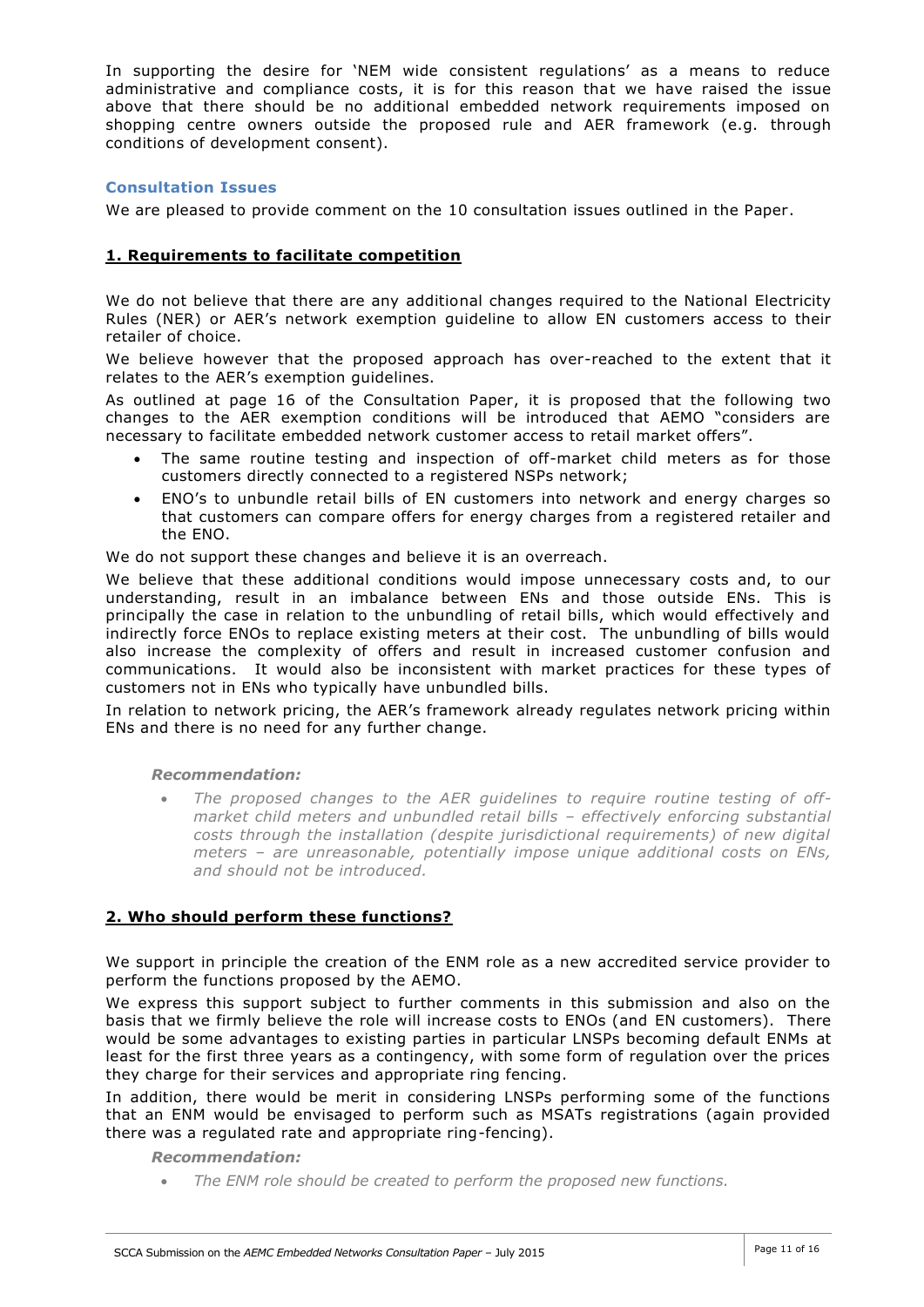In supporting the desire for 'NEM wide consistent regulations' as a means to reduce administrative and compliance costs, it is for this reason that we have raised the issue above that there should be no additional embedded network requirements imposed on shopping centre owners outside the proposed rule and AER framework (e.g. through conditions of development consent).

### Consultation Issues

We are pleased to provide comment on the 10 consultation issues outlined in the Paper.

#### 1. Requirements to facilitate competition

We do not believe that there are any additional changes required to the National Electricity Rules (NER) or AER's network exemption guideline to allow EN customers access to their retailer of choice.

We believe however that the proposed approach has over-reached to the extent that it relates to the AER's exemption guidelines.

As outlined at page 16 of the Consultation Paper, it is proposed that the following two changes to the AER exemption conditions will be introduced that AEMO "considers are necessary to facilitate embedded network customer access to retail market offers".

- The same routine testing and inspection of off-market child meters as for those customers directly connected to a registered NSPs network;
- ENO's to unbundle retail bills of EN customers into network and energy charges so that customers can compare offers for energy charges from a registered retailer and the ENO.

We do not support these changes and believe it is an overreach.

We believe that these additional conditions would impose unnecessary costs and, to our understanding, result in an imbalance between ENs and those outside ENs. This is principally the case in relation to the unbundling of retail bills, which would effectively and indirectly force ENOs to replace existing meters at their cost. The unbundling of bills would also increase the complexity of offers and result in increased customer confusion and communications. It would also be inconsistent with market practices for these types of customers not in ENs who typically have unbundled bills.

In relation to network pricing, the AER's framework already regulates network pricing within ENs and there is no need for any further change.

***Recommendation:***

- *The proposed changes to the AER guidelines to require routine testing of off-market child meters and unbundled retail bills – effectively enforcing substantial costs through the installation (despite jurisdictional requirements) of new digital meters – are unreasonable, potentially impose unique additional costs on ENs, and should not be introduced.*

#### 2. Who should perform these functions?

We support in principle the creation of the ENM role as a new accredited service provider to perform the functions proposed by the AEMO.

We express this support subject to further comments in this submission and also on the basis that we firmly believe the role will increase costs to ENOs (and EN customers). There would be some advantages to existing parties in particular LNSPs becoming default ENMs at least for the first three years as a contingency, with some form of regulation over the prices they charge for their services and appropriate ring fencing.

In addition, there would be merit in considering LNSPs performing some of the functions that an ENM would be envisaged to perform such as MSATs registrations (again provided there was a regulated rate and appropriate ring-fencing).

***Recommendation:***

- *The ENM role should be created to perform the proposed new functions.*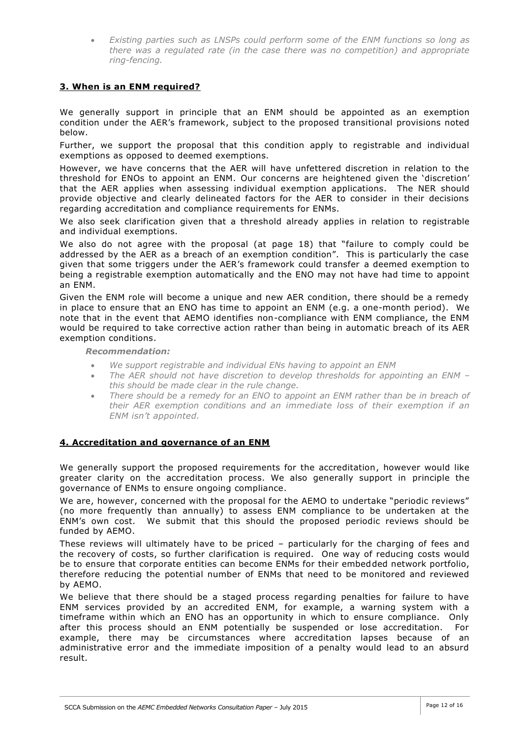- *Existing parties such as LNSPs could perform some of the ENM functions so long as there was a regulated rate (in the case there was no competition) and appropriate ring-fencing.*

## 3. When is an ENM required?

We generally support in principle that an ENM should be appointed as an exemption condition under the AER's framework, subject to the proposed transitional provisions noted below.

Further, we support the proposal that this condition apply to registrable and individual exemptions as opposed to deemed exemptions.

However, we have concerns that the AER will have unfettered discretion in relation to the threshold for ENOs to appoint an ENM. Our concerns are heightened given the 'discretion' that the AER applies when assessing individual exemption applications. The NER should provide objective and clearly delineated factors for the AER to consider in their decisions regarding accreditation and compliance requirements for ENMs.

We also seek clarification given that a threshold already applies in relation to registrable and individual exemptions.

We also do not agree with the proposal (at page 18) that "failure to comply could be addressed by the AER as a breach of an exemption condition". This is particularly the case given that some triggers under the AER's framework could transfer a deemed exemption to being a registrable exemption automatically and the ENO may not have had time to appoint an ENM.

Given the ENM role will become a unique and new AER condition, there should be a remedy in place to ensure that an ENO has time to appoint an ENM (e.g. a one-month period). We note that in the event that AEMO identifies non-compliance with ENM compliance, the ENM would be required to take corrective action rather than being in automatic breach of its AER exemption conditions.

***Recommendation:***

- *We support registrable and individual ENs having to appoint an ENM*
- *The AER should not have discretion to develop thresholds for appointing an ENM – this should be made clear in the rule change.*
- *There should be a remedy for an ENO to appoint an ENM rather than be in breach of their AER exemption conditions and an immediate loss of their exemption if an ENM isn't appointed.*

## 4. Accreditation and governance of an ENM

We generally support the proposed requirements for the accreditation, however would like greater clarity on the accreditation process. We also generally support in principle the governance of ENMs to ensure ongoing compliance.

We are, however, concerned with the proposal for the AEMO to undertake "periodic reviews" (no more frequently than annually) to assess ENM compliance to be undertaken at the ENM's own cost. We submit that this should the proposed periodic reviews should be funded by AEMO.

These reviews will ultimately have to be priced – particularly for the charging of fees and the recovery of costs, so further clarification is required. One way of reducing costs would be to ensure that corporate entities can become ENMs for their embedded network portfolio, therefore reducing the potential number of ENMs that need to be monitored and reviewed by AEMO.

We believe that there should be a staged process regarding penalties for failure to have ENM services provided by an accredited ENM, for example, a warning system with a timeframe within which an ENO has an opportunity in which to ensure compliance. Only after this process should an ENM potentially be suspended or lose accreditation. For example, there may be circumstances where accreditation lapses because of an administrative error and the immediate imposition of a penalty would lead to an absurd result.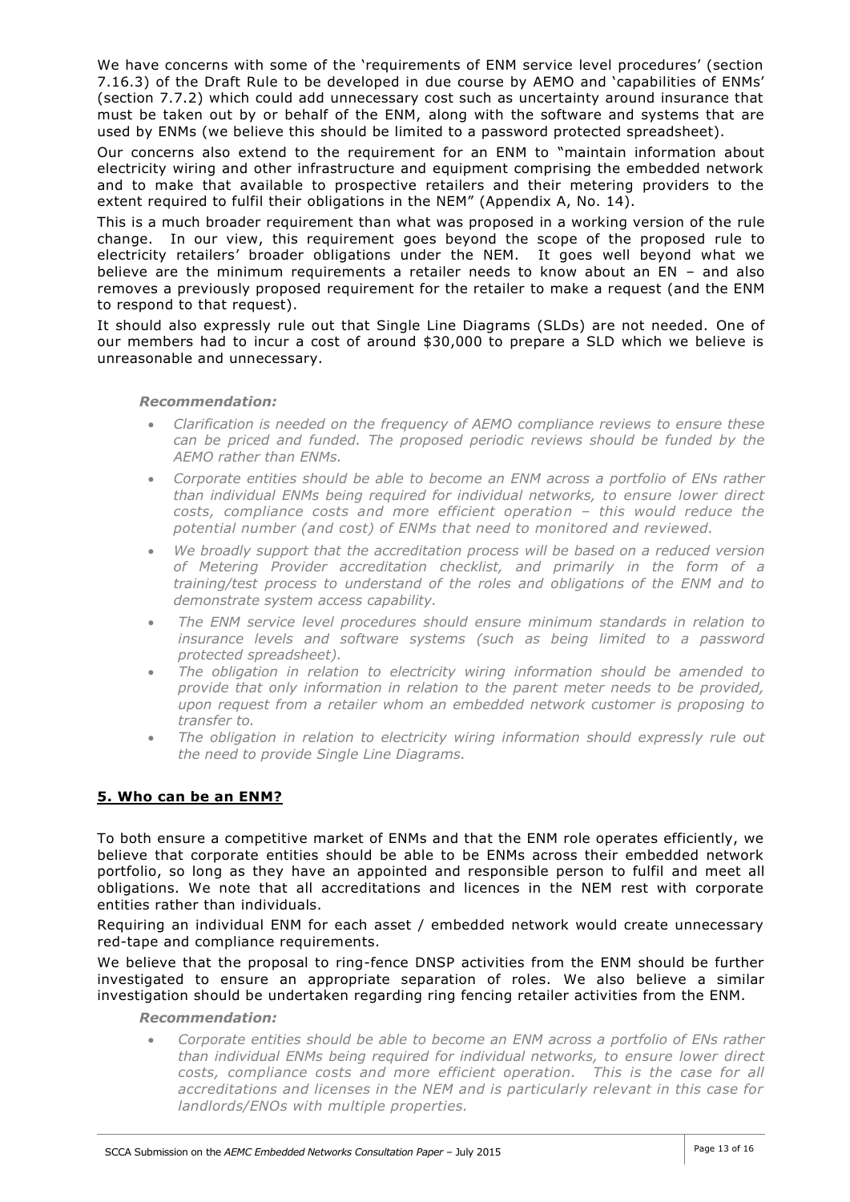We have concerns with some of the 'requirements of ENM service level procedures' (section 7.16.3) of the Draft Rule to be developed in due course by AEMO and 'capabilities of ENMs' (section 7.7.2) which could add unnecessary cost such as uncertainty around insurance that must be taken out by or behalf of the ENM, along with the software and systems that are used by ENMs (we believe this should be limited to a password protected spreadsheet).

Our concerns also extend to the requirement for an ENM to "maintain information about electricity wiring and other infrastructure and equipment comprising the embedded network and to make that available to prospective retailers and their metering providers to the extent required to fulfil their obligations in the NEM" (Appendix A, No. 14).

This is a much broader requirement than what was proposed in a working version of the rule change. In our view, this requirement goes beyond the scope of the proposed rule to electricity retailers' broader obligations under the NEM. It goes well beyond what we believe are the minimum requirements a retailer needs to know about an EN – and also removes a previously proposed requirement for the retailer to make a request (and the ENM to respond to that request).

It should also expressly rule out that Single Line Diagrams (SLDs) are not needed. One of our members had to incur a cost of around $30,000 to prepare a SLD which we believe is unreasonable and unnecessary.

***Recommendation:***

- *Clarification is needed on the frequency of AEMO compliance reviews to ensure these can be priced and funded. The proposed periodic reviews should be funded by the AEMO rather than ENMs.*
- *Corporate entities should be able to become an ENM across a portfolio of ENs rather than individual ENMs being required for individual networks, to ensure lower direct costs, compliance costs and more efficient operation – this would reduce the potential number (and cost) of ENMs that need to monitored and reviewed.*
- *We broadly support that the accreditation process will be based on a reduced version of Metering Provider accreditation checklist, and primarily in the form of a training/test process to understand of the roles and obligations of the ENM and to demonstrate system access capability.*
- *The ENM service level procedures should ensure minimum standards in relation to insurance levels and software systems (such as being limited to a password protected spreadsheet).*
- *The obligation in relation to electricity wiring information should be amended to provide that only information in relation to the parent meter needs to be provided, upon request from a retailer whom an embedded network customer is proposing to transfer to.*
- *The obligation in relation to electricity wiring information should expressly rule out the need to provide Single Line Diagrams.*

## 5. Who can be an ENM?

To both ensure a competitive market of ENMs and that the ENM role operates efficiently, we believe that corporate entities should be able to be ENMs across their embedded network portfolio, so long as they have an appointed and responsible person to fulfil and meet all obligations. We note that all accreditations and licences in the NEM rest with corporate entities rather than individuals.

Requiring an individual ENM for each asset / embedded network would create unnecessary red-tape and compliance requirements.

We believe that the proposal to ring-fence DNSP activities from the ENM should be further investigated to ensure an appropriate separation of roles. We also believe a similar investigation should be undertaken regarding ring fencing retailer activities from the ENM.

***Recommendation:***

- *Corporate entities should be able to become an ENM across a portfolio of ENs rather than individual ENMs being required for individual networks, to ensure lower direct costs, compliance costs and more efficient operation. This is the case for all accreditations and licenses in the NEM and is particularly relevant in this case for landlords/ENOs with multiple properties.*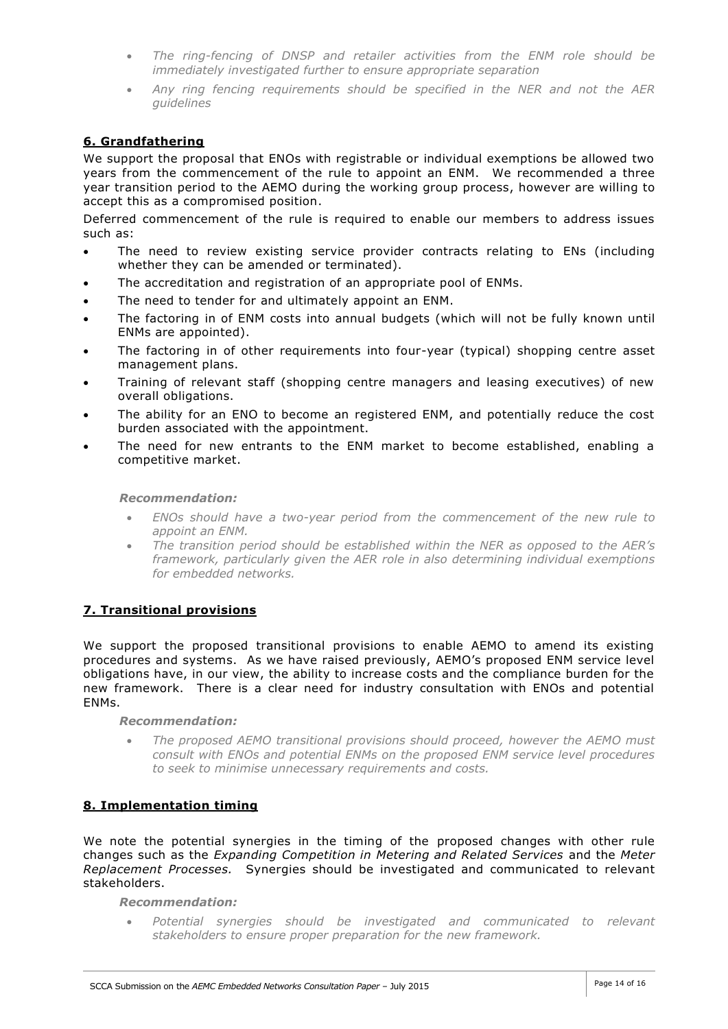- *The ring-fencing of DNSP and retailer activities from the ENM role should be immediately investigated further to ensure appropriate separation*
- *Any ring fencing requirements should be specified in the NER and not the AER guidelines*

## 6. Grandfathering

We support the proposal that ENOs with registrable or individual exemptions be allowed two years from the commencement of the rule to appoint an ENM. We recommended a three year transition period to the AEMO during the working group process, however are willing to accept this as a compromised position.

Deferred commencement of the rule is required to enable our members to address issues such as:

- The need to review existing service provider contracts relating to ENs (including whether they can be amended or terminated).
- The accreditation and registration of an appropriate pool of ENMs.
- The need to tender for and ultimately appoint an ENM.
- The factoring in of ENM costs into annual budgets (which will not be fully known until ENMs are appointed).
- The factoring in of other requirements into four-year (typical) shopping centre asset management plans.
- Training of relevant staff (shopping centre managers and leasing executives) of new overall obligations.
- The ability for an ENO to become an registered ENM, and potentially reduce the cost burden associated with the appointment.
- The need for new entrants to the ENM market to become established, enabling a competitive market.

***Recommendation:***

- *ENOs should have a two-year period from the commencement of the new rule to appoint an ENM.*
- *The transition period should be established within the NER as opposed to the AER's framework, particularly given the AER role in also determining individual exemptions for embedded networks.*

## 7. Transitional provisions

We support the proposed transitional provisions to enable AEMO to amend its existing procedures and systems. As we have raised previously, AEMO's proposed ENM service level obligations have, in our view, the ability to increase costs and the compliance burden for the new framework. There is a clear need for industry consultation with ENOs and potential ENMs.

***Recommendation:***

- *The proposed AEMO transitional provisions should proceed, however the AEMO must consult with ENOs and potential ENMs on the proposed ENM service level procedures to seek to minimise unnecessary requirements and costs.*

## 8. Implementation timing

We note the potential synergies in the timing of the proposed changes with other rule changes such as the *Expanding Competition in Metering and Related Services* and the *Meter Replacement Processes.* Synergies should be investigated and communicated to relevant stakeholders.

***Recommendation:***

- *Potential synergies should be investigated and communicated to relevant stakeholders to ensure proper preparation for the new framework.*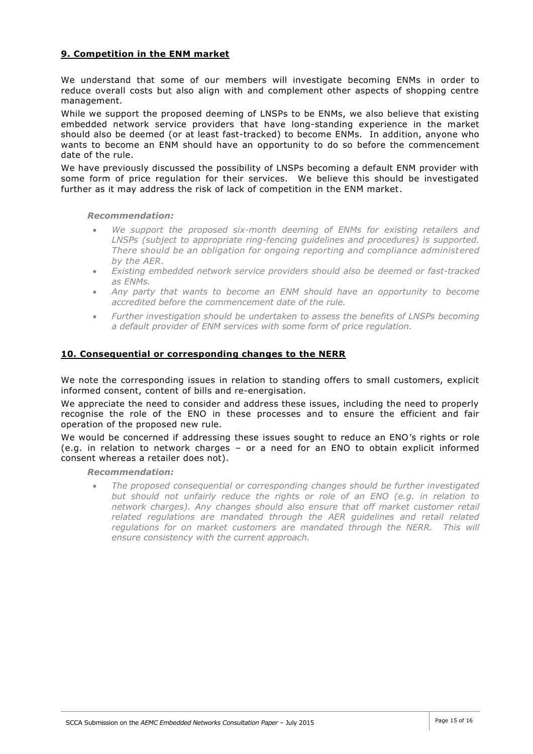## **9. Competition in the ENM market**

We understand that some of our members will investigate becoming ENMs in order to reduce overall costs but also align with and complement other aspects of shopping centre management.

While we support the proposed deeming of LNSPs to be ENMs, we also believe that existing embedded network service providers that have long-standing experience in the market should also be deemed (or at least fast-tracked) to become ENMs. In addition, anyone who wants to become an ENM should have an opportunity to do so before the commencement date of the rule.

We have previously discussed the possibility of LNSPs becoming a default ENM provider with some form of price regulation for their services. We believe this should be investigated further as it may address the risk of lack of competition in the ENM market.

***Recommendation:***

- *We support the proposed six-month deeming of ENMs for existing retailers and LNSPs (subject to appropriate ring-fencing guidelines and procedures) is supported. There should be an obligation for ongoing reporting and compliance administered by the AER.*
- *Existing embedded network service providers should also be deemed or fast-tracked as ENMs.*
- *Any party that wants to become an ENM should have an opportunity to become accredited before the commencement date of the rule.*
- *Further investigation should be undertaken to assess the benefits of LNSPs becoming a default provider of ENM services with some form of price regulation.*

## **10. Consequential or corresponding changes to the NERR**

We note the corresponding issues in relation to standing offers to small customers, explicit informed consent, content of bills and re-energisation.

We appreciate the need to consider and address these issues, including the need to properly recognise the role of the ENO in these processes and to ensure the efficient and fair operation of the proposed new rule.

We would be concerned if addressing these issues sought to reduce an ENO's rights or role (e.g. in relation to network charges – or a need for an ENO to obtain explicit informed consent whereas a retailer does not).

***Recommendation:***

- *The proposed consequential or corresponding changes should be further investigated but should not unfairly reduce the rights or role of an ENO (e.g. in relation to network charges). Any changes should also ensure that off market customer retail related regulations are mandated through the AER guidelines and retail related regulations for on market customers are mandated through the NERR. This will ensure consistency with the current approach.*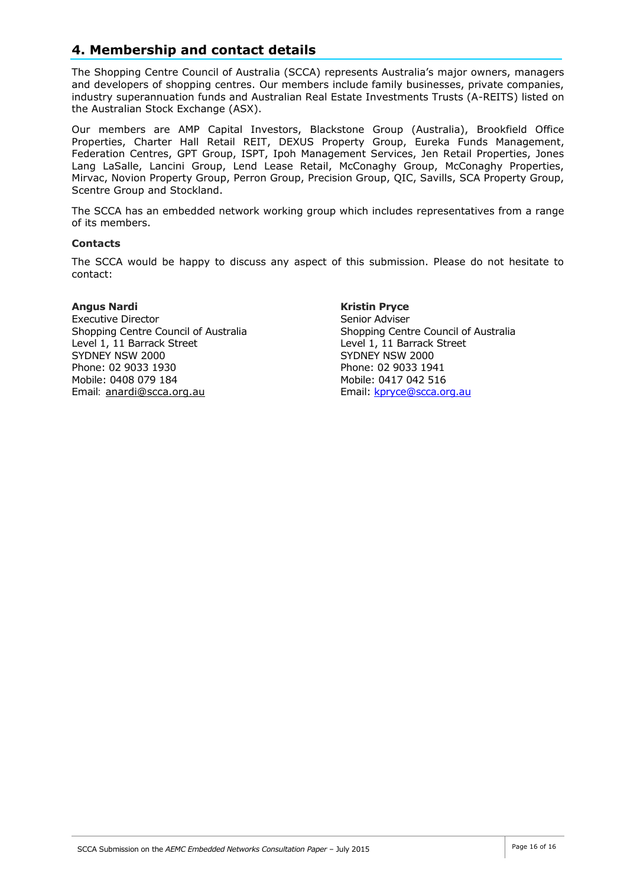## 4. Membership and contact details

The Shopping Centre Council of Australia (SCCA) represents Australia's major owners, managers and developers of shopping centres. Our members include family businesses, private companies, industry superannuation funds and Australian Real Estate Investments Trusts (A-REITS) listed on the Australian Stock Exchange (ASX).

Our members are AMP Capital Investors, Blackstone Group (Australia), Brookfield Office Properties, Charter Hall Retail REIT, DEXUS Property Group, Eureka Funds Management, Federation Centres, GPT Group, ISPT, Ipoh Management Services, Jen Retail Properties, Jones Lang LaSalle, Lancini Group, Lend Lease Retail, McConaghy Group, McConaghy Properties, Mirvac, Novion Property Group, Perron Group, Precision Group, QIC, Savills, SCA Property Group, Scentre Group and Stockland.

The SCCA has an embedded network working group which includes representatives from a range of its members.

**Contacts**

The SCCA would be happy to discuss any aspect of this submission. Please do not hesitate to contact:

**Angus Nardi**
Executive Director
Shopping Centre Council of Australia
Level 1, 11 Barrack Street
SYDNEY NSW 2000
Phone: 02 9033 1930
Mobile: 0408 079 184
Email: anardi@scca.org.au

**Kristin Pryce**
Senior Adviser
Shopping Centre Council of Australia
Level 1, 11 Barrack Street
SYDNEY NSW 2000
Phone: 02 9033 1941
Mobile: 0417 042 516
Email: kpryce@scca.org.au